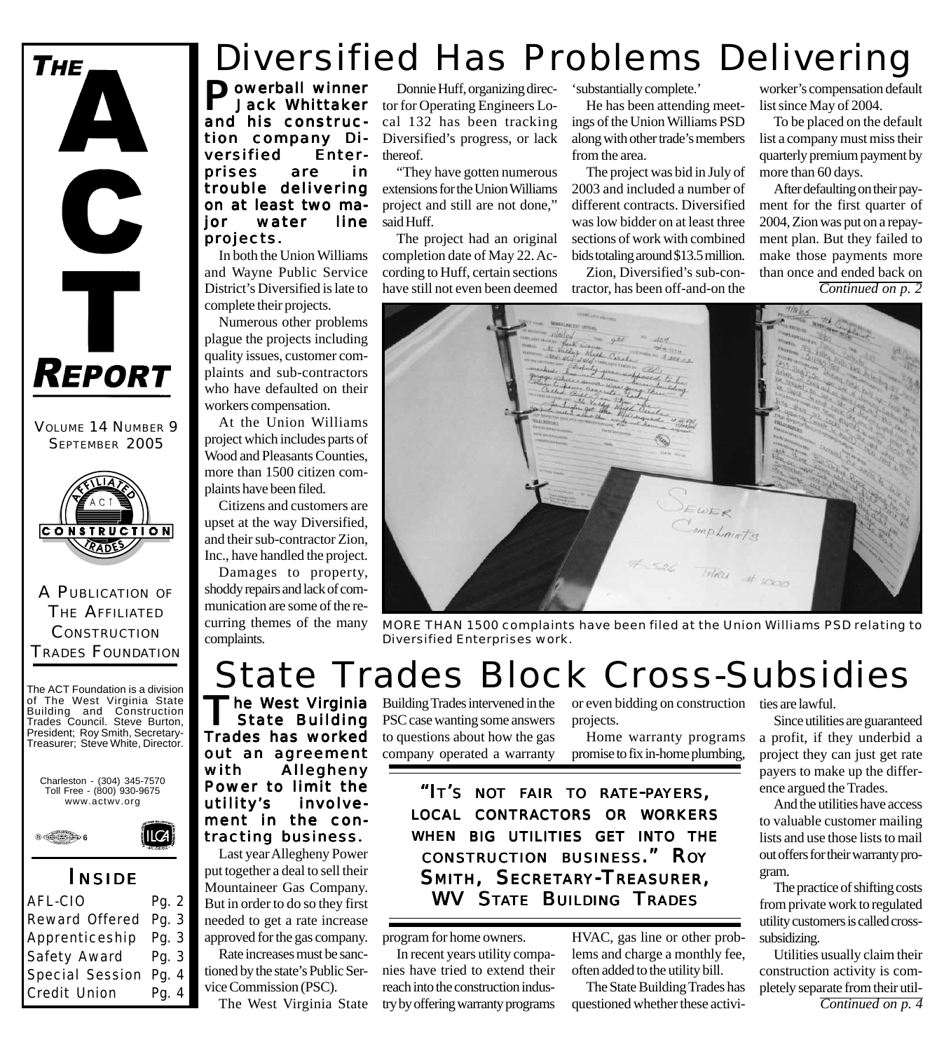# THE ACT REPORT

VOLUME 14 NUMBER 9
SEPTEMBER 2005

A PUBLICATION OF THE AFFILIATED CONSTRUCTION TRADES FOUNDATION

The ACT Foundation is a division of The West Virginia State Building and Construction Trades Council. Steve Burton, President; Roy Smith, Secretary-Treasurer; Steve White, Director.

Charleston - (304) 345-7570
Toll Free - (800) 930-9675
www.actwv.org

## INSIDE

| | |
|---|---|
| AFL-CIO | Pg. 2 |
| Reward Offered | Pg. 3 |
| Apprenticeship | Pg. 3 |
| Safety Award | Pg. 3 |
| Special Session | Pg. 4 |
| Credit Union | Pg. 4 |

# Diversified Has Problems Delivering

**Powerball winner Jack Whittaker and his construction company Diversified Enterprises are in trouble delivering on at least two major water line projects.**

In both the Union Williams and Wayne Public Service District's Diversified is late to complete their projects.

Numerous other problems plague the projects including quality issues, customer complaints and sub-contractors who have defaulted on their workers compensation.

At the Union Williams project which includes parts of Wood and Pleasants Counties, more than 1500 citizen complaints have been filed.

Citizens and customers are upset at the way Diversified, and their sub-contractor Zion, Inc., have handled the project.

Damages to property, shoddy repairs and lack of communication are some of the recurring themes of the many complaints.

Donnie Huff, organizing director for Operating Engineers Local 132 has been tracking Diversified's progress, or lack thereof.

"They have gotten numerous extensions for the Union Williams project and still are not done," said Huff.

The project had an original completion date of May 22. According to Huff, certain sections have still not even been deemed 'substantially complete.'

He has been attending meetings of the Union Williams PSD along with other trade's members from the area.

The project was bid in July of 2003 and included a number of different contracts. Diversified was low bidder on at least three sections of work with combined bids totaling around $13.5 million.

Zion, Diversified's sub-contractor, has been off-and-on the worker's compensation default list since May of 2004.

To be placed on the default list a company must miss their quarterly premium payment by more than 60 days.

After defaulting on their payment for the first quarter of 2004, Zion was put on a repayment plan. But they failed to make those payments more than once and ended back on

*Continued on p. 2*

MORE THAN 1500 complaints have been filed at the Union Williams PSD relating to Diversified Enterprises work.

# State Trades Block Cross-Subsidies

**The West Virginia State Building Trades has worked out an agreement with Allegheny Power to limit the utility's involvement in the contracting business.**

Last year Allegheny Power put together a deal to sell their Mountaineer Gas Company. But in order to do so they first needed to get a rate increase approved for the gas company.

Rate increases must be sanctioned by the state's Public Service Commission (PSC).

The West Virginia State Building Trades intervened in the PSC case wanting some answers to questions about how the gas company operated a warranty program for home owners.

> "IT'S NOT FAIR TO RATE-PAYERS, LOCAL CONTRACTORS OR WORKERS WHEN BIG UTILITIES GET INTO THE CONSTRUCTION BUSINESS." ROY SMITH, SECRETARY-TREASURER, WV STATE BUILDING TRADES

In recent years utility companies have tried to extend their reach into the construction industry by offering warranty programs or even bidding on construction projects.

Home warranty programs promise to fix in-home plumbing, HVAC, gas line or other problems and charge a monthly fee, often added to the utility bill.

The State Building Trades has questioned whether these activities are lawful.

Since utilities are guaranteed a profit, if they underbid a project they can just get rate payers to make up the difference argued the Trades.

And the utilities have access to valuable customer mailing lists and use those lists to mail out offers for their warranty program.

The practice of shifting costs from private work to regulated utility customers is called cross-subsidizing.

Utilities usually claim their construction activity is completely separate from their util-

*Continued on p. 4*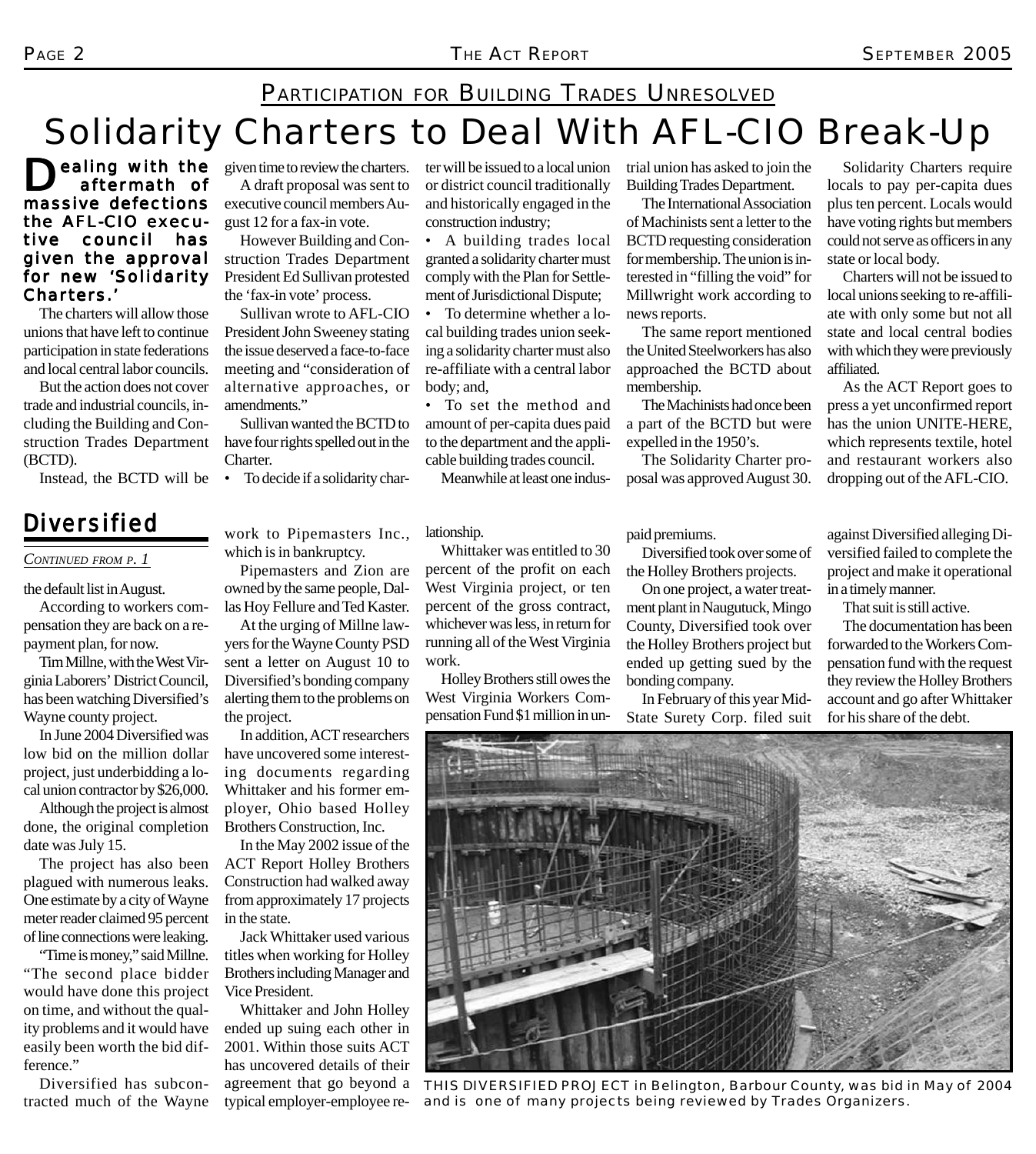## Participation for Building Trades Unresolved

# Solidarity Charters to Deal With AFL-CIO Break-Up

**Dealing with the aftermath of massive defections the AFL-CIO executive council has given the approval for new 'Solidarity Charters.'**

The charters will allow those unions that have left to continue participation in state federations and local central labor councils.

But the action does not cover trade and industrial councils, including the Building and Construction Trades Department (BCTD).

Instead, the BCTD will be given time to review the charters.

A draft proposal was sent to executive council members August 12 for a fax-in vote.

However Building and Construction Trades Department President Ed Sullivan protested the 'fax-in vote' process.

Sullivan wrote to AFL-CIO President John Sweeney stating the issue deserved a face-to-face meeting and "consideration of alternative approaches, or amendments."

Sullivan wanted the BCTD to have four rights spelled out in the Charter.

- To decide if a solidarity charter will be issued to a local union or district council traditionally and historically engaged in the construction industry;
- A building trades local granted a solidarity charter must comply with the Plan for Settlement of Jurisdictional Dispute;
- To determine whether a local building trades union seeking a solidarity charter must also re-affiliate with a central labor body; and,
- To set the method and amount of per-capita dues paid to the department and the applicable building trades council.

Meanwhile at least one industrial union has asked to join the Building Trades Department.

The International Association of Machinists sent a letter to the BCTD requesting consideration for membership. The union is interested in "filling the void" for Millwright work according to news reports.

The same report mentioned the United Steelworkers has also approached the BCTD about membership.

The Machinists had once been a part of the BCTD but were expelled in the 1950's.

The Solidarity Charter proposal was approved August 30.

Solidarity Charters require locals to pay per-capita dues plus ten percent. Locals would have voting rights but members could not serve as officers in any state or local body.

Charters will not be issued to local unions seeking to re-affiliate with only some but not all state and local central bodies with which they were previously affiliated.

As the ACT Report goes to press a yet unconfirmed report has the union UNITE-HERE, which represents textile, hotel and restaurant workers also dropping out of the AFL-CIO.

## Diversified

*Continued from p. 1*

the default list in August.

According to workers compensation they are back on a repayment plan, for now.

Tim Millne, with the West Virginia Laborers' District Council, has been watching Diversified's Wayne county project.

In June 2004 Diversified was low bid on the million dollar project, just underbidding a local union contractor by $26,000.

Although the project is almost done, the original completion date was July 15.

The project has also been plagued with numerous leaks. One estimate by a city of Wayne meter reader claimed 95 percent of line connections were leaking.

"Time is money," said Millne. "The second place bidder would have done this project on time, and without the quality problems and it would have easily been worth the bid difference."

Diversified has subcontracted much of the Wayne work to Pipemasters Inc., which is in bankruptcy.

Pipemasters and Zion are owned by the same people, Dallas Hoy Fellure and Ted Kaster.

At the urging of Millne lawyers for the Wayne County PSD sent a letter on August 10 to Diversified's bonding company alerting them to the problems on the project.

In addition, ACT researchers have uncovered some interesting documents regarding Whittaker and his former employer, Ohio based Holley Brothers Construction, Inc.

In the May 2002 issue of the ACT Report Holley Brothers Construction had walked away from approximately 17 projects in the state.

Jack Whittaker used various titles when working for Holley Brothers including Manager and Vice President.

Whittaker and John Holley ended up suing each other in 2001. Within those suits ACT has uncovered details of their agreement that go beyond a typical employer-employee relationship.

Whittaker was entitled to 30 percent of the profit on each West Virginia project, or ten percent of the gross contract, whichever was less, in return for running all of the West Virginia work.

Holley Brothers still owes the West Virginia Workers Compensation Fund $1 million in unpaid premiums.

Diversified took over some of the Holley Brothers projects.

On one project, a water treatment plant in Naugutuck, Mingo County, Diversified took over the Holley Brothers project but ended up getting sued by the bonding company.

In February of this year Mid-State Surety Corp. filed suit against Diversified alleging Diversified failed to complete the project and make it operational in a timely manner.

That suit is still active.

The documentation has been forwarded to the Workers Compensation fund with the request they review the Holley Brothers account and go after Whittaker for his share of the debt.

THIS DIVERSIFIED PROJECT in Belington, Barbour County, was bid in May of 2004 and is one of many projects being reviewed by Trades Organizers.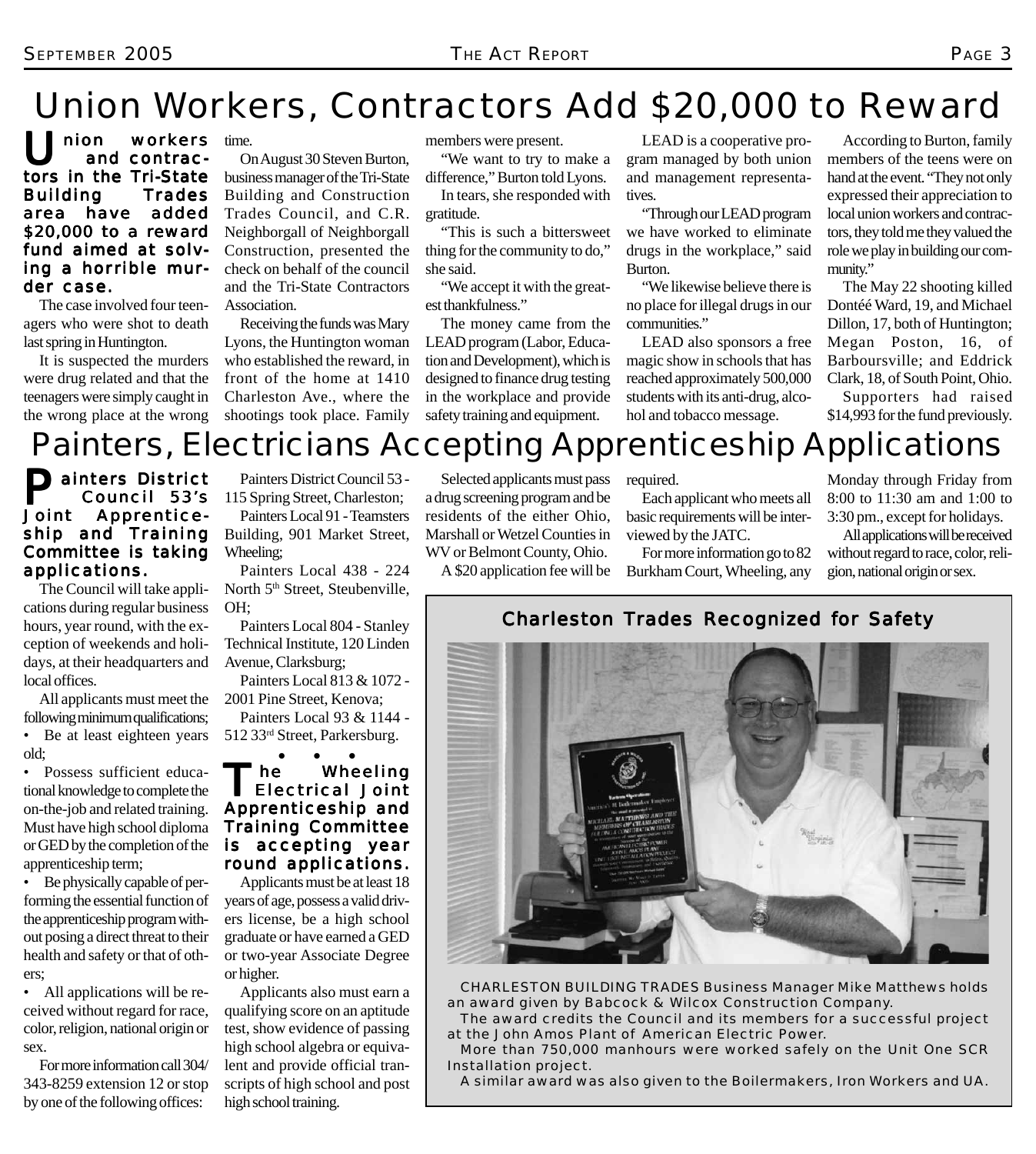# Union Workers, Contractors Add $20,000 to Reward

**Union workers and contractors in the Tri-State Building Trades area have added $20,000 to a reward fund aimed at solving a horrible murder case.**

The case involved four teenagers who were shot to death last spring in Huntington.

It is suspected the murders were drug related and that the teenagers were simply caught in the wrong place at the wrong time.

On August 30 Steven Burton, business manager of the Tri-State Building and Construction Trades Council, and C.R. Neighborgall of Neighborgall Construction, presented the check on behalf of the council and the Tri-State Contractors Association.

Receiving the funds was Mary Lyons, the Huntington woman who established the reward, in front of the home at 1410 Charleston Ave., where the shootings took place. Family members were present.

"We want to try to make a difference," Burton told Lyons.

In tears, she responded with gratitude.

"This is such a bittersweet thing for the community to do," she said.

"We accept it with the greatest thankfulness."

The money came from the LEAD program (Labor, Education and Development), which is designed to finance drug testing in the workplace and provide safety training and equipment.

LEAD is a cooperative program managed by both union and management representatives.

"Through our LEAD program we have worked to eliminate drugs in the workplace," said Burton.

"We likewise believe there is no place for illegal drugs in our communities."

LEAD also sponsors a free magic show in schools that has reached approximately 500,000 students with its anti-drug, alcohol and tobacco message.

According to Burton, family members of the teens were on hand at the event. "They not only expressed their appreciation to local union workers and contractors, they told me they valued the role we play in building our community."

The May 22 shooting killed Dontéé Ward, 19, and Michael Dillon, 17, both of Huntington; Megan Poston, 16, of Barboursville; and Eddrick Clark, 18, of South Point, Ohio.

Supporters had raised $14,993 for the fund previously.

# Painters, Electricians Accepting Apprenticeship Applications

**Painters District Council 53's Joint Apprenticeship and Training Committee is taking applications.**

The Council will take applications during regular business hours, year round, with the exception of weekends and holidays, at their headquarters and local offices.

All applicants must meet the following minimum qualifications;

- Be at least eighteen years old;
- Possess sufficient educational knowledge to complete the on-the-job and related training. Must have high school diploma or GED by the completion of the apprenticeship term;
- Be physically capable of performing the essential function of the apprenticeship program without posing a direct threat to their health and safety or that of others;
- All applications will be received without regard for race, color, religion, national origin or sex.

For more information call 304/343-8259 extension 12 or stop by one of the following offices:

Painters District Council 53 - 115 Spring Street, Charleston;

Painters Local 91 - Teamsters Building, 901 Market Street, Wheeling;

Painters Local 438 - 224 North 5th Street, Steubenville, OH;

Painters Local 804 - Stanley Technical Institute, 120 Linden Avenue, Clarksburg;

Painters Local 813 & 1072 - 2001 Pine Street, Kenova;

Painters Local 93 & 1144 - 512 33rd Street, Parkersburg.

• • •

**The Wheeling Electrical Joint Apprenticeship and Training Committee is accepting year round applications.**

Applicants must be at least 18 years of age, possess a valid drivers license, be a high school graduate or have earned a GED or two-year Associate Degree or higher.

Applicants also must earn a qualifying score on an aptitude test, show evidence of passing high school algebra or equivalent and provide official transcripts of high school and post high school training.

Selected applicants must pass a drug screening program and be residents of the either Ohio, Marshall or Wetzel Counties in WV or Belmont County, Ohio.

A $20 application fee will be required.

Each applicant who meets all basic requirements will be interviewed by the JATC.

For more information go to 82 Burkham Court, Wheeling, any Monday through Friday from 8:00 to 11:30 am and 1:00 to 3:30 pm., except for holidays.

All applications will be received without regard to race, color, religion, national origin or sex.

## Charleston Trades Recognized for Safety

CHARLESTON BUILDING TRADES Business Manager Mike Matthews holds an award given by Babcock & Wilcox Construction Company.

The award credits the Council and its members for a successful project at the John Amos Plant of American Electric Power.

More than 750,000 manhours were worked safely on the Unit One SCR Installation project.

A similar award was also given to the Boilermakers, Iron Workers and UA.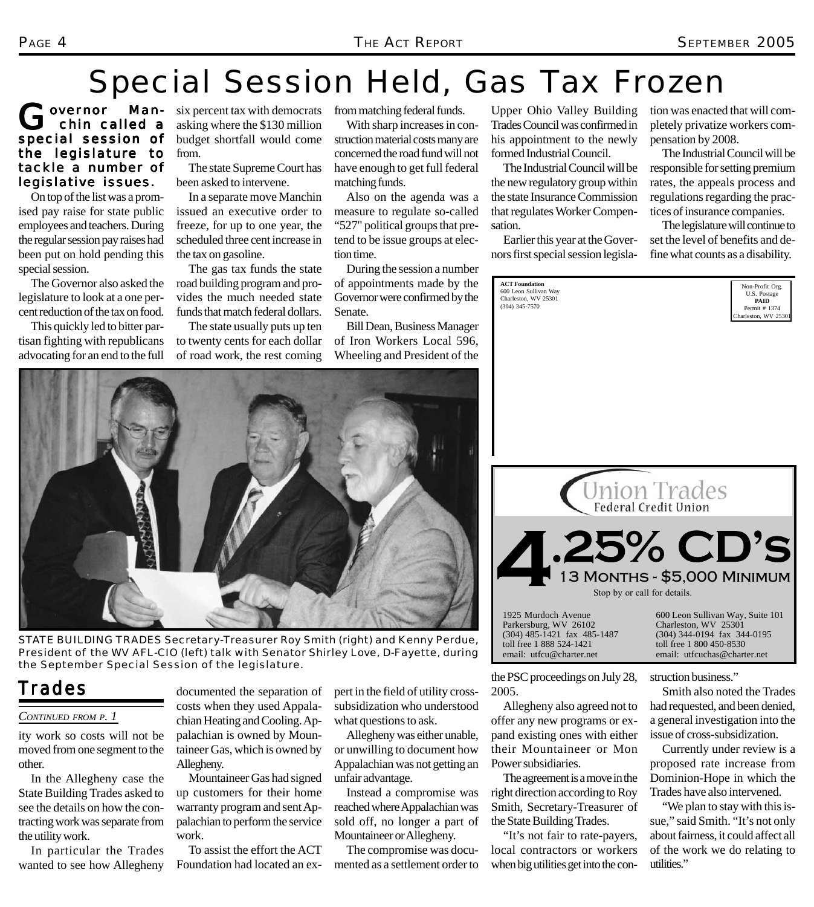# Special Session Held, Gas Tax Frozen

**Governor Manchin called a special session of the legislature to tackle a number of legislative issues.**

On top of the list was a promised pay raise for state public employees and teachers. During the regular session pay raises had been put on hold pending this special session.

The Governor also asked the legislature to look at a one percent reduction of the tax on food.

This quickly led to bitter partisan fighting with republicans advocating for an end to the full six percent tax with democrats asking where the $130 million budget shortfall would come from.

The state Supreme Court has been asked to intervene.

In a separate move Manchin issued an executive order to freeze, for up to one year, the scheduled three cent increase in the tax on gasoline.

The gas tax funds the state road building program and provides the much needed state funds that match federal dollars.

The state usually puts up ten to twenty cents for each dollar of road work, the rest coming from matching federal funds.

With sharp increases in construction material costs many are concerned the road fund will not have enough to get full federal matching funds.

Also on the agenda was a measure to regulate so-called "527" political groups that pretend to be issue groups at election time.

During the session a number of appointments made by the Governor were confirmed by the Senate.

Bill Dean, Business Manager of Iron Workers Local 596, Wheeling and President of the Upper Ohio Valley Building Trades Council was confirmed in his appointment to the newly formed Industrial Council.

The Industrial Council will be the new regulatory group within the state Insurance Commission that regulates Worker Compensation.

Earlier this year at the Governors first special session legislation was enacted that will completely privatize workers compensation by 2008.

The Industrial Council will be responsible for setting premium rates, the appeals process and regulations regarding the practices of insurance companies.

The legislature will continue to set the level of benefits and define what counts as a disability.

STATE BUILDING TRADES Secretary-Treasurer Roy Smith (right) and Kenny Perdue, President of the WV AFL-CIO (left) talk with Senator Shirley Love, D-Fayette, during the September Special Session of the legislature.

**ACT Foundation**
600 Leon Sullivan Way
Charleston, WV 25301
(304) 345-7570

Non-Profit Org.
U.S. Postage
**PAID**
Permit # 1374
Charleston, WV 25301

Union Trades
Federal Credit Union

**4.25% CD's**
13 Months - $5,000 Minimum
Stop by or call for details.

1925 Murdoch Avenue
Parkersburg, WV 26102
(304) 485-1421 fax 485-1487
toll free 1 888 524-1421
email: utfcu@charter.net

600 Leon Sullivan Way, Suite 101
Charleston, WV 25301
(304) 344-0194 fax 344-0195
toll free 1 800 450-8530
email: utfcuchas@charter.net

## Trades

*CONTINUED FROM P. 1*

ity work so costs will not be moved from one segment to the other.

In the Allegheny case the State Building Trades asked to see the details on how the contracting work was separate from the utility work.

In particular the Trades wanted to see how Allegheny documented the separation of costs when they used Appalachian Heating and Cooling. Appalachian is owned by Mountaineer Gas, which is owned by Allegheny.

Mountaineer Gas had signed up customers for their home warranty program and sent Appalachian to perform the service work.

To assist the effort the ACT Foundation had located an expert in the field of utility cross-subsidization who understood what questions to ask.

Allegheny was either unable, or unwilling to document how Appalachian was not getting an unfair advantage.

Instead a compromise was reached where Appalachian was sold off, no longer a part of Mountaineer or Allegheny.

The compromise was documented as a settlement order to the PSC proceedings on July 28, 2005.

Allegheny also agreed not to offer any new programs or expand existing ones with either their Mountaineer or Mon Power subsidiaries.

The agreement is a move in the right direction according to Roy Smith, Secretary-Treasurer of the State Building Trades.

"It's not fair to rate-payers, local contractors or workers when big utilities get into the construction business."

Smith also noted the Trades had requested, and been denied, a general investigation into the issue of cross-subsidization.

Currently under review is a proposed rate increase from Dominion-Hope in which the Trades have also intervened.

"We plan to stay with this issue," said Smith. "It's not only about fairness, it could affect all of the work we do relating to utilities."